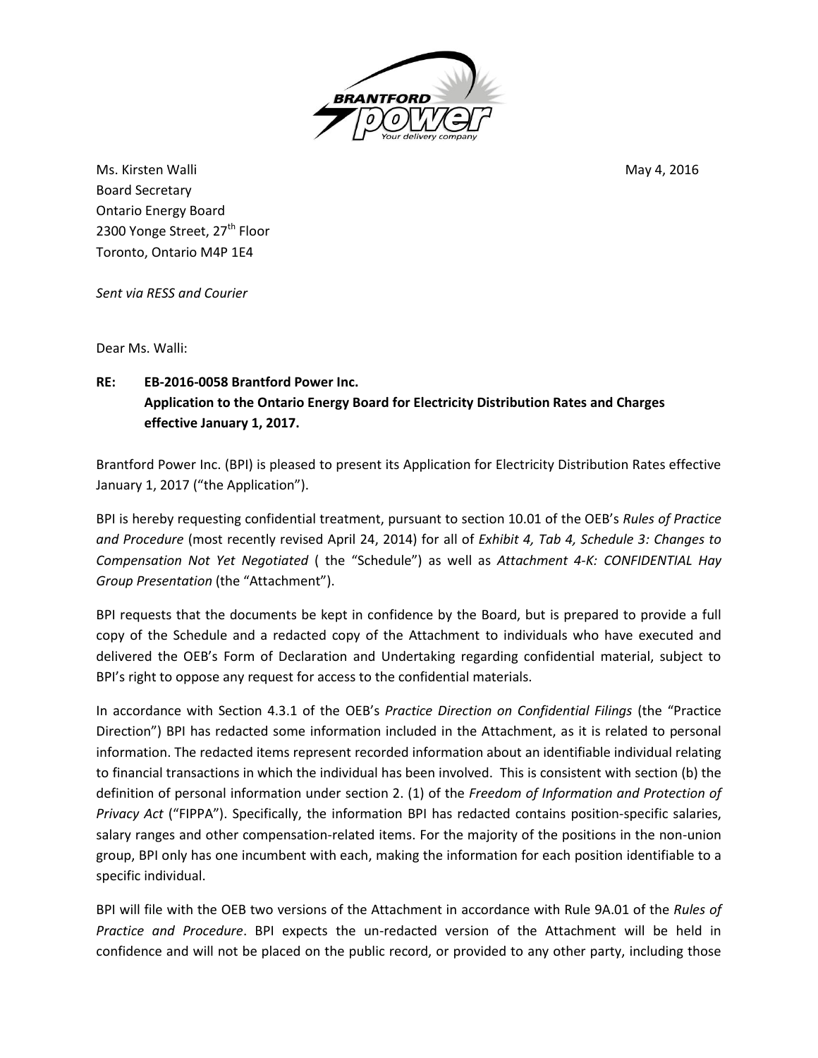Ms. Kirsten Walli

Board Secretary

Ontario Energy Board

2300 Yonge Street, 27th Floor

Toronto, Ontario M4P 1E4

May 4, 2016

*Sent via RESS and Courier*

Dear Ms. Walli:

**RE: EB-2016-0058 Brantford Power Inc.**
**Application to the Ontario Energy Board for Electricity Distribution Rates and Charges effective January 1, 2017.**

Brantford Power Inc. (BPI) is pleased to present its Application for Electricity Distribution Rates effective January 1, 2017 ("the Application").

BPI is hereby requesting confidential treatment, pursuant to section 10.01 of the OEB's *Rules of Practice and Procedure* (most recently revised April 24, 2014) for all of *Exhibit 4, Tab 4, Schedule 3: Changes to Compensation Not Yet Negotiated* ( the "Schedule") as well as *Attachment 4-K: CONFIDENTIAL Hay Group Presentation* (the "Attachment").

BPI requests that the documents be kept in confidence by the Board, but is prepared to provide a full copy of the Schedule and a redacted copy of the Attachment to individuals who have executed and delivered the OEB's Form of Declaration and Undertaking regarding confidential material, subject to BPI's right to oppose any request for access to the confidential materials.

In accordance with Section 4.3.1 of the OEB's *Practice Direction on Confidential Filings* (the "Practice Direction") BPI has redacted some information included in the Attachment, as it is related to personal information. The redacted items represent recorded information about an identifiable individual relating to financial transactions in which the individual has been involved. This is consistent with section (b) the definition of personal information under section 2. (1) of the *Freedom of Information and Protection of Privacy Act* ("FIPPA"). Specifically, the information BPI has redacted contains position-specific salaries, salary ranges and other compensation-related items. For the majority of the positions in the non-union group, BPI only has one incumbent with each, making the information for each position identifiable to a specific individual.

BPI will file with the OEB two versions of the Attachment in accordance with Rule 9A.01 of the *Rules of Practice and Procedure*. BPI expects the un-redacted version of the Attachment will be held in confidence and will not be placed on the public record, or provided to any other party, including those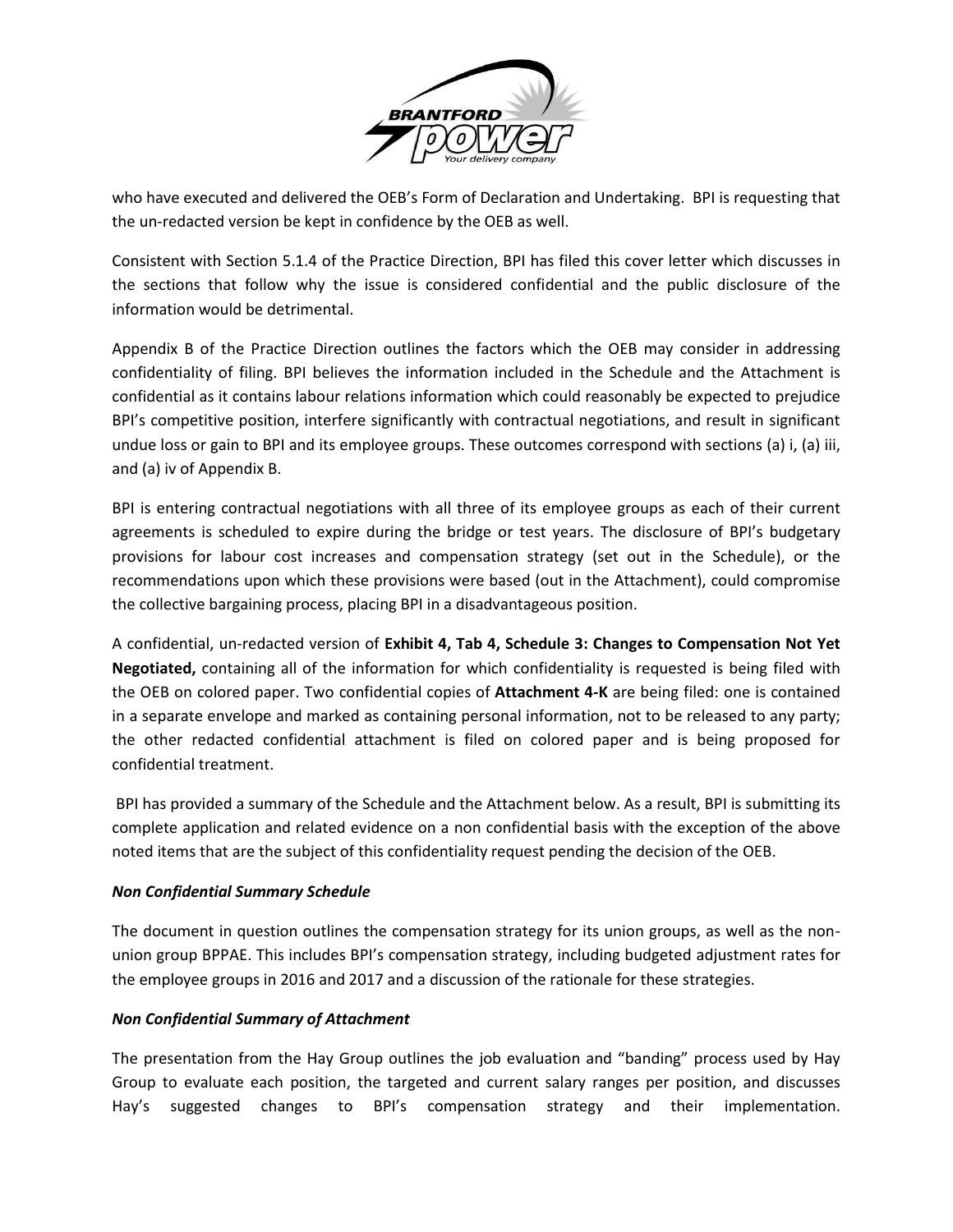who have executed and delivered the OEB's Form of Declaration and Undertaking. BPI is requesting that the un-redacted version be kept in confidence by the OEB as well.

Consistent with Section 5.1.4 of the Practice Direction, BPI has filed this cover letter which discusses in the sections that follow why the issue is considered confidential and the public disclosure of the information would be detrimental.

Appendix B of the Practice Direction outlines the factors which the OEB may consider in addressing confidentiality of filing. BPI believes the information included in the Schedule and the Attachment is confidential as it contains labour relations information which could reasonably be expected to prejudice BPI's competitive position, interfere significantly with contractual negotiations, and result in significant undue loss or gain to BPI and its employee groups. These outcomes correspond with sections (a) i, (a) iii, and (a) iv of Appendix B.

BPI is entering contractual negotiations with all three of its employee groups as each of their current agreements is scheduled to expire during the bridge or test years. The disclosure of BPI's budgetary provisions for labour cost increases and compensation strategy (set out in the Schedule), or the recommendations upon which these provisions were based (out in the Attachment), could compromise the collective bargaining process, placing BPI in a disadvantageous position.

A confidential, un-redacted version of **Exhibit 4, Tab 4, Schedule 3: Changes to Compensation Not Yet Negotiated,** containing all of the information for which confidentiality is requested is being filed with the OEB on colored paper. Two confidential copies of **Attachment 4-K** are being filed: one is contained in a separate envelope and marked as containing personal information, not to be released to any party; the other redacted confidential attachment is filed on colored paper and is being proposed for confidential treatment.

BPI has provided a summary of the Schedule and the Attachment below. As a result, BPI is submitting its complete application and related evidence on a non confidential basis with the exception of the above noted items that are the subject of this confidentiality request pending the decision of the OEB.

***Non Confidential Summary Schedule***

The document in question outlines the compensation strategy for its union groups, as well as the non-union group BPPAE. This includes BPI's compensation strategy, including budgeted adjustment rates for the employee groups in 2016 and 2017 and a discussion of the rationale for these strategies.

***Non Confidential Summary of Attachment***

The presentation from the Hay Group outlines the job evaluation and "banding" process used by Hay Group to evaluate each position, the targeted and current salary ranges per position, and discusses Hay's suggested changes to BPI's compensation strategy and their implementation.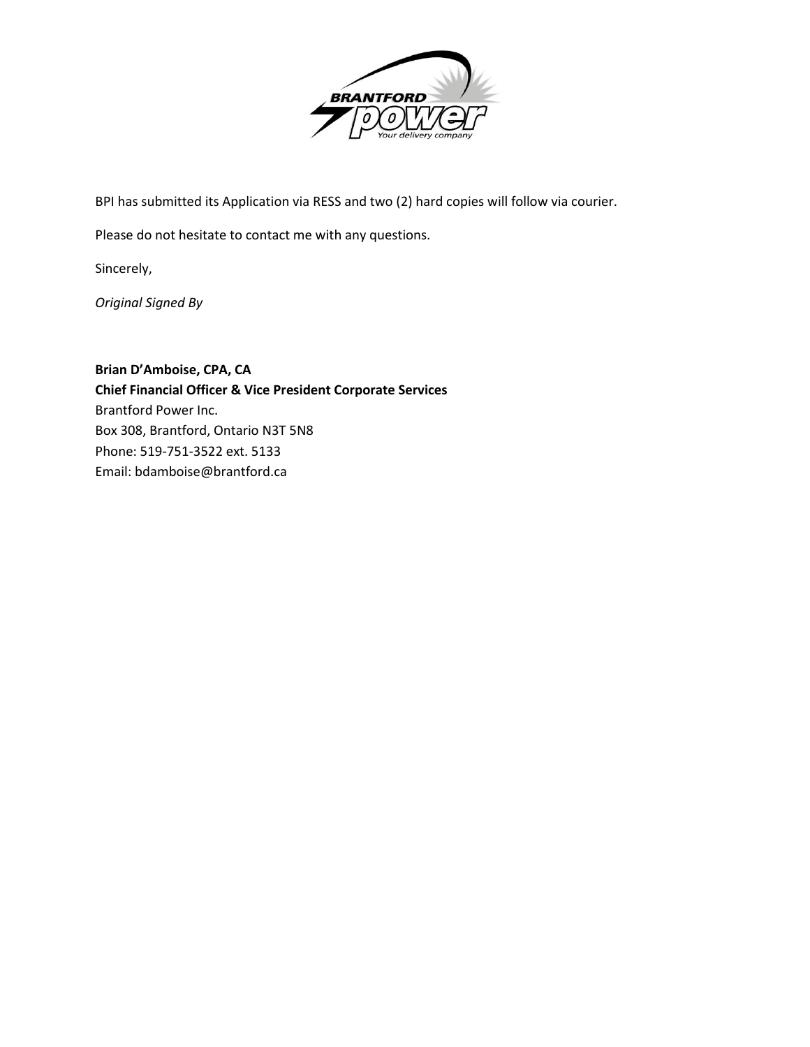BPI has submitted its Application via RESS and two (2) hard copies will follow via courier.

Please do not hesitate to contact me with any questions.

Sincerely,

*Original Signed By*

**Brian D'Amboise, CPA, CA**
**Chief Financial Officer & Vice President Corporate Services**
Brantford Power Inc.
Box 308, Brantford, Ontario N3T 5N8
Phone: 519-751-3522 ext. 5133
Email: bdamboise@brantford.ca